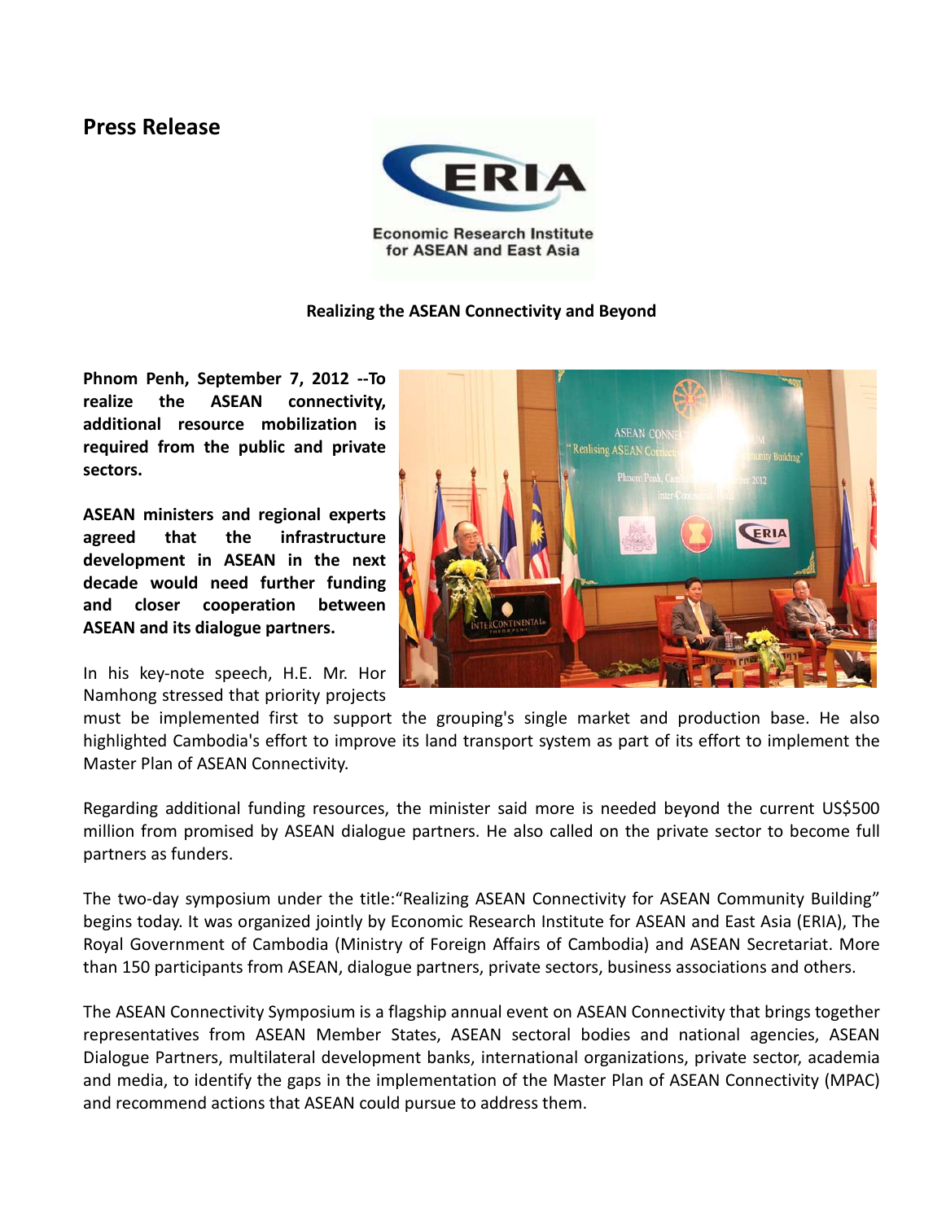# Press Release

Economic Research Institute for ASEAN and East Asia

**Realizing the ASEAN Connectivity and Beyond**

**Phnom Penh, September 7, 2012 --To realize the ASEAN connectivity, additional resource mobilization is required from the public and private sectors.**

**ASEAN ministers and regional experts agreed that the infrastructure development in ASEAN in the next decade would need further funding and closer cooperation between ASEAN and its dialogue partners.**

In his key-note speech, H.E. Mr. Hor Namhong stressed that priority projects must be implemented first to support the grouping's single market and production base. He also highlighted Cambodia's effort to improve its land transport system as part of its effort to implement the Master Plan of ASEAN Connectivity.

Regarding additional funding resources, the minister said more is needed beyond the current US$500 million from promised by ASEAN dialogue partners. He also called on the private sector to become full partners as funders.

The two-day symposium under the title:"Realizing ASEAN Connectivity for ASEAN Community Building" begins today. It was organized jointly by Economic Research Institute for ASEAN and East Asia (ERIA), The Royal Government of Cambodia (Ministry of Foreign Affairs of Cambodia) and ASEAN Secretariat. More than 150 participants from ASEAN, dialogue partners, private sectors, business associations and others.

The ASEAN Connectivity Symposium is a flagship annual event on ASEAN Connectivity that brings together representatives from ASEAN Member States, ASEAN sectoral bodies and national agencies, ASEAN Dialogue Partners, multilateral development banks, international organizations, private sector, academia and media, to identify the gaps in the implementation of the Master Plan of ASEAN Connectivity (MPAC) and recommend actions that ASEAN could pursue to address them.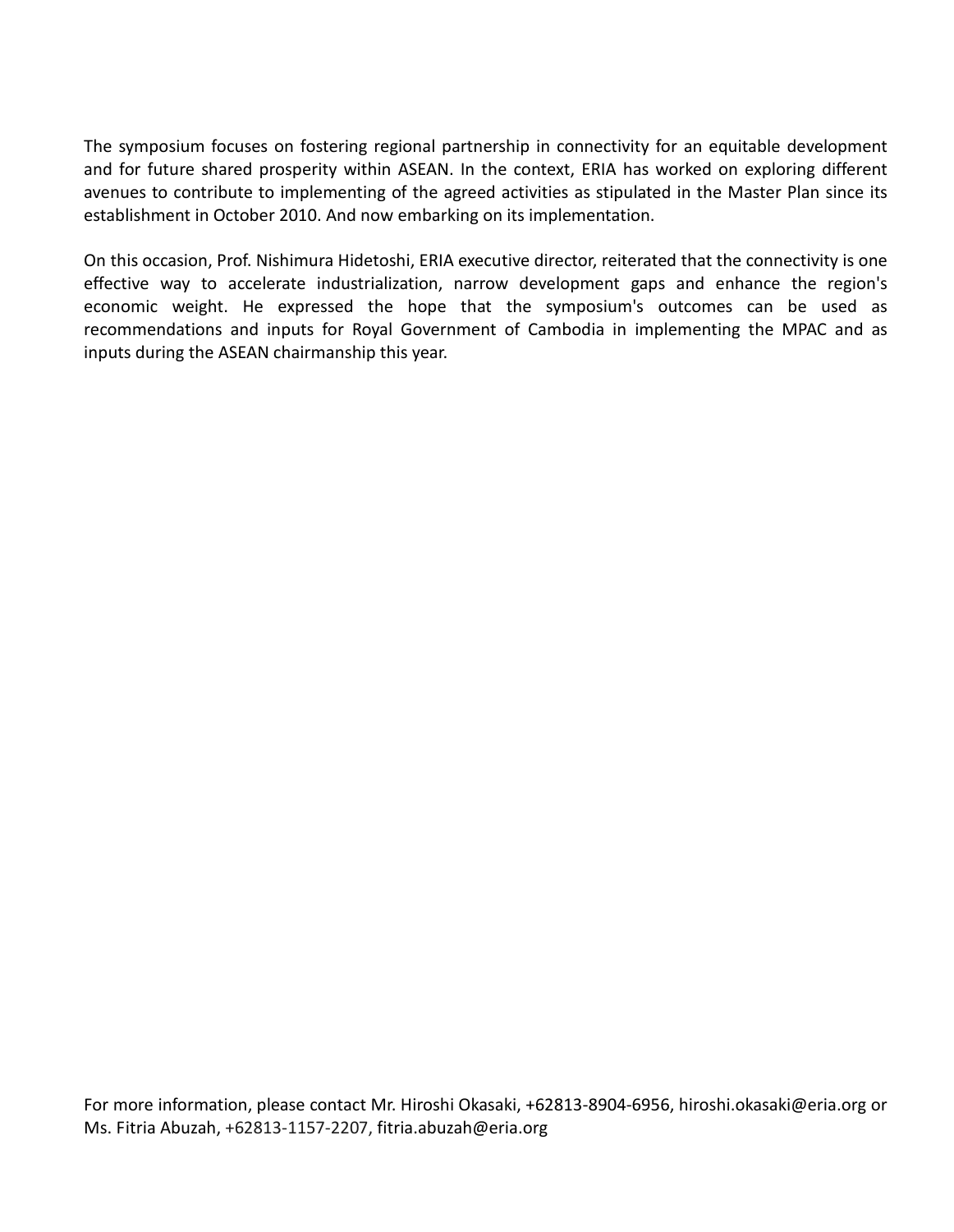The symposium focuses on fostering regional partnership in connectivity for an equitable development and for future shared prosperity within ASEAN. In the context, ERIA has worked on exploring different avenues to contribute to implementing of the agreed activities as stipulated in the Master Plan since its establishment in October 2010. And now embarking on its implementation.

On this occasion, Prof. Nishimura Hidetoshi, ERIA executive director, reiterated that the connectivity is one effective way to accelerate industrialization, narrow development gaps and enhance the region's economic weight. He expressed the hope that the symposium's outcomes can be used as recommendations and inputs for Royal Government of Cambodia in implementing the MPAC and as inputs during the ASEAN chairmanship this year.

For more information, please contact Mr. Hiroshi Okasaki, +62813-8904-6956, hiroshi.okasaki@eria.org or Ms. Fitria Abuzah, +62813-1157-2207, fitria.abuzah@eria.org